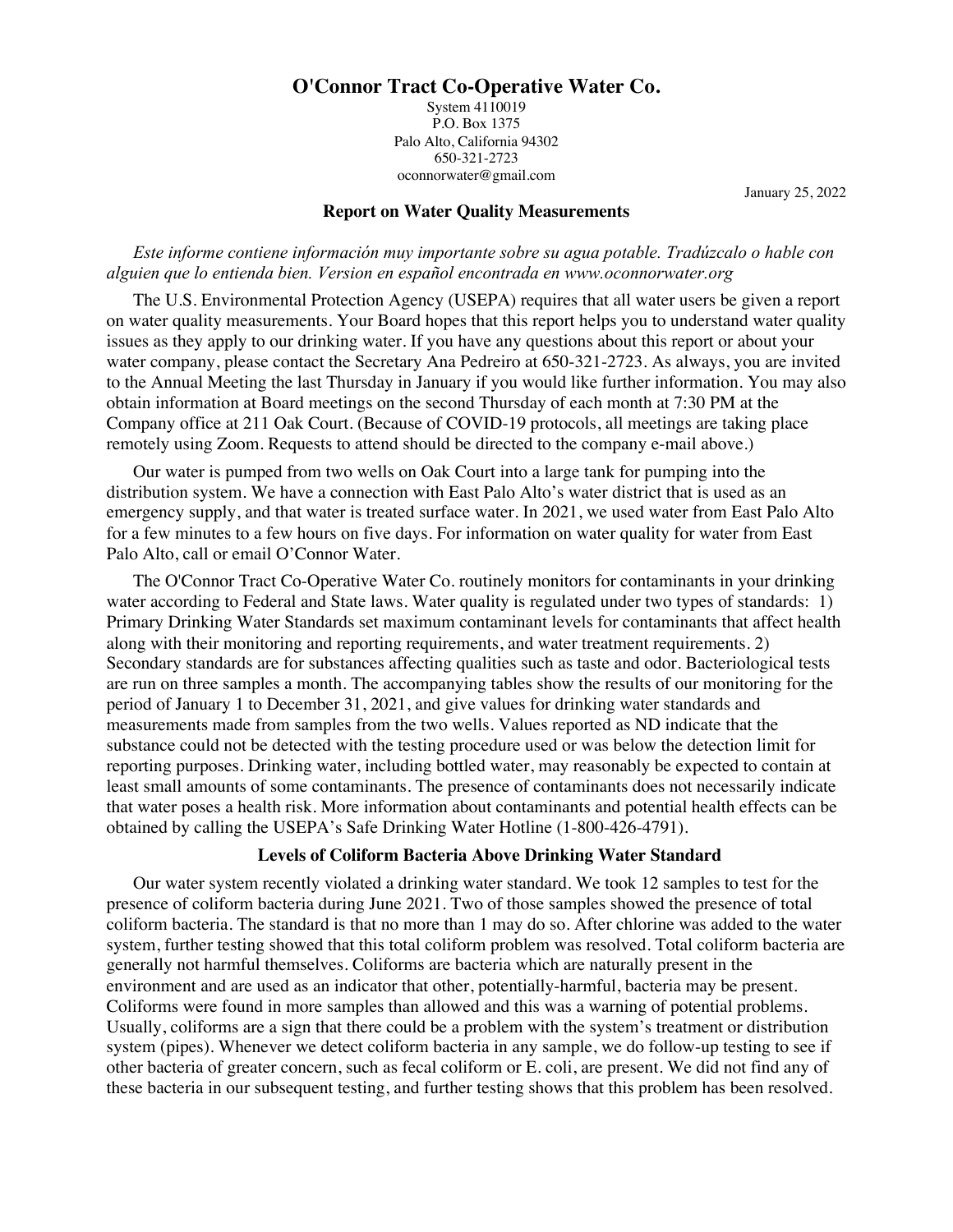# O'Connor Tract Co-Operative Water Co.

System 4110019
P.O. Box 1375
Palo Alto, California 94302
650-321-2723
oconnorwater@gmail.com

January 25, 2022

## Report on Water Quality Measurements

*Este informe contiene información muy importante sobre su agua potable. Tradúzcalo o hable con alguien que lo entienda bien. Version en español encontrada en www.oconnorwater.org*

The U.S. Environmental Protection Agency (USEPA) requires that all water users be given a report on water quality measurements. Your Board hopes that this report helps you to understand water quality issues as they apply to our drinking water. If you have any questions about this report or about your water company, please contact the Secretary Ana Pedreiro at 650-321-2723. As always, you are invited to the Annual Meeting the last Thursday in January if you would like further information. You may also obtain information at Board meetings on the second Thursday of each month at 7:30 PM at the Company office at 211 Oak Court. (Because of COVID-19 protocols, all meetings are taking place remotely using Zoom. Requests to attend should be directed to the company e-mail above.)

Our water is pumped from two wells on Oak Court into a large tank for pumping into the distribution system. We have a connection with East Palo Alto's water district that is used as an emergency supply, and that water is treated surface water. In 2021, we used water from East Palo Alto for a few minutes to a few hours on five days. For information on water quality for water from East Palo Alto, call or email O'Connor Water.

The O'Connor Tract Co-Operative Water Co. routinely monitors for contaminants in your drinking water according to Federal and State laws. Water quality is regulated under two types of standards: 1) Primary Drinking Water Standards set maximum contaminant levels for contaminants that affect health along with their monitoring and reporting requirements, and water treatment requirements. 2) Secondary standards are for substances affecting qualities such as taste and odor. Bacteriological tests are run on three samples a month. The accompanying tables show the results of our monitoring for the period of January 1 to December 31, 2021, and give values for drinking water standards and measurements made from samples from the two wells. Values reported as ND indicate that the substance could not be detected with the testing procedure used or was below the detection limit for reporting purposes. Drinking water, including bottled water, may reasonably be expected to contain at least small amounts of some contaminants. The presence of contaminants does not necessarily indicate that water poses a health risk. More information about contaminants and potential health effects can be obtained by calling the USEPA's Safe Drinking Water Hotline (1-800-426-4791).

### Levels of Coliform Bacteria Above Drinking Water Standard

Our water system recently violated a drinking water standard. We took 12 samples to test for the presence of coliform bacteria during June 2021. Two of those samples showed the presence of total coliform bacteria. The standard is that no more than 1 may do so. After chlorine was added to the water system, further testing showed that this total coliform problem was resolved. Total coliform bacteria are generally not harmful themselves. Coliforms are bacteria which are naturally present in the environment and are used as an indicator that other, potentially-harmful, bacteria may be present. Coliforms were found in more samples than allowed and this was a warning of potential problems. Usually, coliforms are a sign that there could be a problem with the system's treatment or distribution system (pipes). Whenever we detect coliform bacteria in any sample, we do follow-up testing to see if other bacteria of greater concern, such as fecal coliform or E. coli, are present. We did not find any of these bacteria in our subsequent testing, and further testing shows that this problem has been resolved.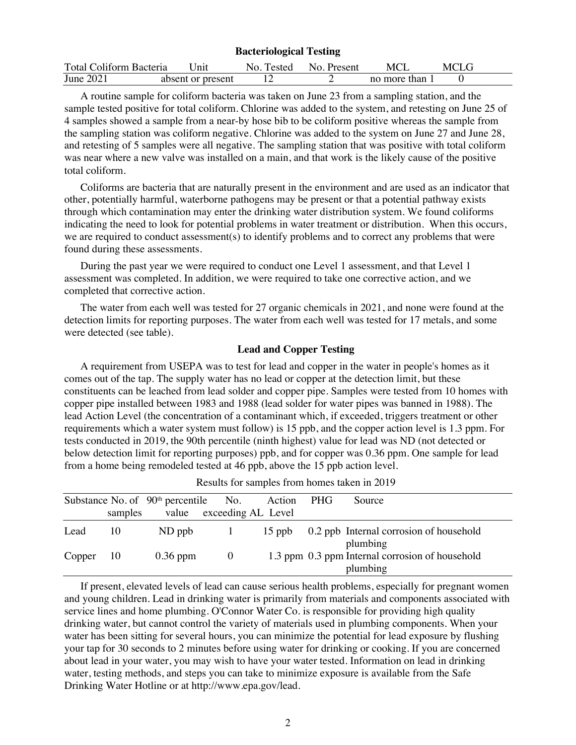### Bacteriological Testing

| Total Coliform Bacteria | Unit | No. Tested | No. Present | MCL | MCLG |
|---|---|---|---|---|---|
| June 2021 | absent or present | 12 | 2 | no more than 1 | 0 |

A routine sample for coliform bacteria was taken on June 23 from a sampling station, and the sample tested positive for total coliform. Chlorine was added to the system, and retesting on June 25 of 4 samples showed a sample from a near-by hose bib to be coliform positive whereas the sample from the sampling station was coliform negative. Chlorine was added to the system on June 27 and June 28, and retesting of 5 samples were all negative. The sampling station that was positive with total coliform was near where a new valve was installed on a main, and that work is the likely cause of the positive total coliform.

Coliforms are bacteria that are naturally present in the environment and are used as an indicator that other, potentially harmful, waterborne pathogens may be present or that a potential pathway exists through which contamination may enter the drinking water distribution system. We found coliforms indicating the need to look for potential problems in water treatment or distribution. When this occurs, we are required to conduct assessment(s) to identify problems and to correct any problems that were found during these assessments.

During the past year we were required to conduct one Level 1 assessment, and that Level 1 assessment was completed. In addition, we were required to take one corrective action, and we completed that corrective action.

The water from each well was tested for 27 organic chemicals in 2021, and none were found at the detection limits for reporting purposes. The water from each well was tested for 17 metals, and some were detected (see table).

### Lead and Copper Testing

A requirement from USEPA was to test for lead and copper in the water in people's homes as it comes out of the tap. The supply water has no lead or copper at the detection limit, but these constituents can be leached from lead solder and copper pipe. Samples were tested from 10 homes with copper pipe installed between 1983 and 1988 (lead solder for water pipes was banned in 1988). The lead Action Level (the concentration of a contaminant which, if exceeded, triggers treatment or other requirements which a water system must follow) is 15 ppb, and the copper action level is 1.3 ppm. For tests conducted in 2019, the 90th percentile (ninth highest) value for lead was ND (not detected or below detection limit for reporting purposes) ppb, and for copper was 0.36 ppm. One sample for lead from a home being remodeled tested at 46 ppb, above the 15 ppb action level.

Results for samples from homes taken in 2019

| Substance | No. of samples | 90th percentile value | No. exceeding AL | Action Level | PHG | Source |
|---|---|---|---|---|---|---|
| Lead | 10 | ND ppb | 1 | 15 ppb | 0.2 ppb | Internal corrosion of household plumbing |
| Copper | 10 | 0.36 ppm | 0 | 1.3 ppm | 0.3 ppm | Internal corrosion of household plumbing |

If present, elevated levels of lead can cause serious health problems, especially for pregnant women and young children. Lead in drinking water is primarily from materials and components associated with service lines and home plumbing. O'Connor Water Co. is responsible for providing high quality drinking water, but cannot control the variety of materials used in plumbing components. When your water has been sitting for several hours, you can minimize the potential for lead exposure by flushing your tap for 30 seconds to 2 minutes before using water for drinking or cooking. If you are concerned about lead in your water, you may wish to have your water tested. Information on lead in drinking water, testing methods, and steps you can take to minimize exposure is available from the Safe Drinking Water Hotline or at http://www.epa.gov/lead.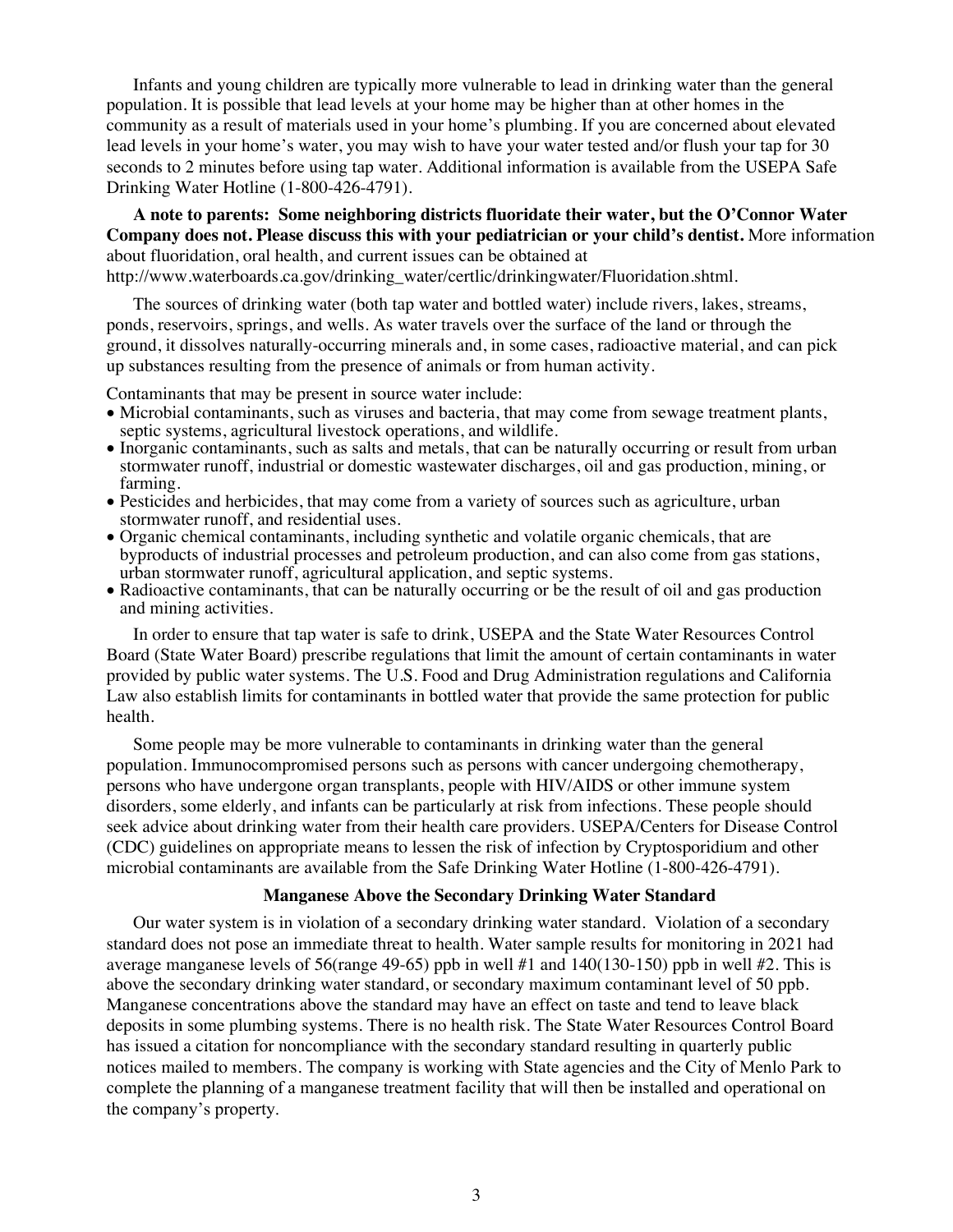Infants and young children are typically more vulnerable to lead in drinking water than the general population. It is possible that lead levels at your home may be higher than at other homes in the community as a result of materials used in your home's plumbing. If you are concerned about elevated lead levels in your home's water, you may wish to have your water tested and/or flush your tap for 30 seconds to 2 minutes before using tap water. Additional information is available from the USEPA Safe Drinking Water Hotline (1-800-426-4791).

**A note to parents: Some neighboring districts fluoridate their water, but the O'Connor Water Company does not. Please discuss this with your pediatrician or your child's dentist.** More information about fluoridation, oral health, and current issues can be obtained at http://www.waterboards.ca.gov/drinking_water/certlic/drinkingwater/Fluoridation.shtml.

The sources of drinking water (both tap water and bottled water) include rivers, lakes, streams, ponds, reservoirs, springs, and wells. As water travels over the surface of the land or through the ground, it dissolves naturally-occurring minerals and, in some cases, radioactive material, and can pick up substances resulting from the presence of animals or from human activity.

Contaminants that may be present in source water include:

- Microbial contaminants, such as viruses and bacteria, that may come from sewage treatment plants, septic systems, agricultural livestock operations, and wildlife.
- Inorganic contaminants, such as salts and metals, that can be naturally occurring or result from urban stormwater runoff, industrial or domestic wastewater discharges, oil and gas production, mining, or farming.
- Pesticides and herbicides, that may come from a variety of sources such as agriculture, urban stormwater runoff, and residential uses.
- Organic chemical contaminants, including synthetic and volatile organic chemicals, that are byproducts of industrial processes and petroleum production, and can also come from gas stations, urban stormwater runoff, agricultural application, and septic systems.
- Radioactive contaminants, that can be naturally occurring or be the result of oil and gas production and mining activities.

In order to ensure that tap water is safe to drink, USEPA and the State Water Resources Control Board (State Water Board) prescribe regulations that limit the amount of certain contaminants in water provided by public water systems. The U.S. Food and Drug Administration regulations and California Law also establish limits for contaminants in bottled water that provide the same protection for public health.

Some people may be more vulnerable to contaminants in drinking water than the general population. Immunocompromised persons such as persons with cancer undergoing chemotherapy, persons who have undergone organ transplants, people with HIV/AIDS or other immune system disorders, some elderly, and infants can be particularly at risk from infections. These people should seek advice about drinking water from their health care providers. USEPA/Centers for Disease Control (CDC) guidelines on appropriate means to lessen the risk of infection by Cryptosporidium and other microbial contaminants are available from the Safe Drinking Water Hotline (1-800-426-4791).

### Manganese Above the Secondary Drinking Water Standard

Our water system is in violation of a secondary drinking water standard. Violation of a secondary standard does not pose an immediate threat to health. Water sample results for monitoring in 2021 had average manganese levels of 56(range 49-65) ppb in well #1 and 140(130-150) ppb in well #2. This is above the secondary drinking water standard, or secondary maximum contaminant level of 50 ppb. Manganese concentrations above the standard may have an effect on taste and tend to leave black deposits in some plumbing systems. There is no health risk. The State Water Resources Control Board has issued a citation for noncompliance with the secondary standard resulting in quarterly public notices mailed to members. The company is working with State agencies and the City of Menlo Park to complete the planning of a manganese treatment facility that will then be installed and operational on the company's property.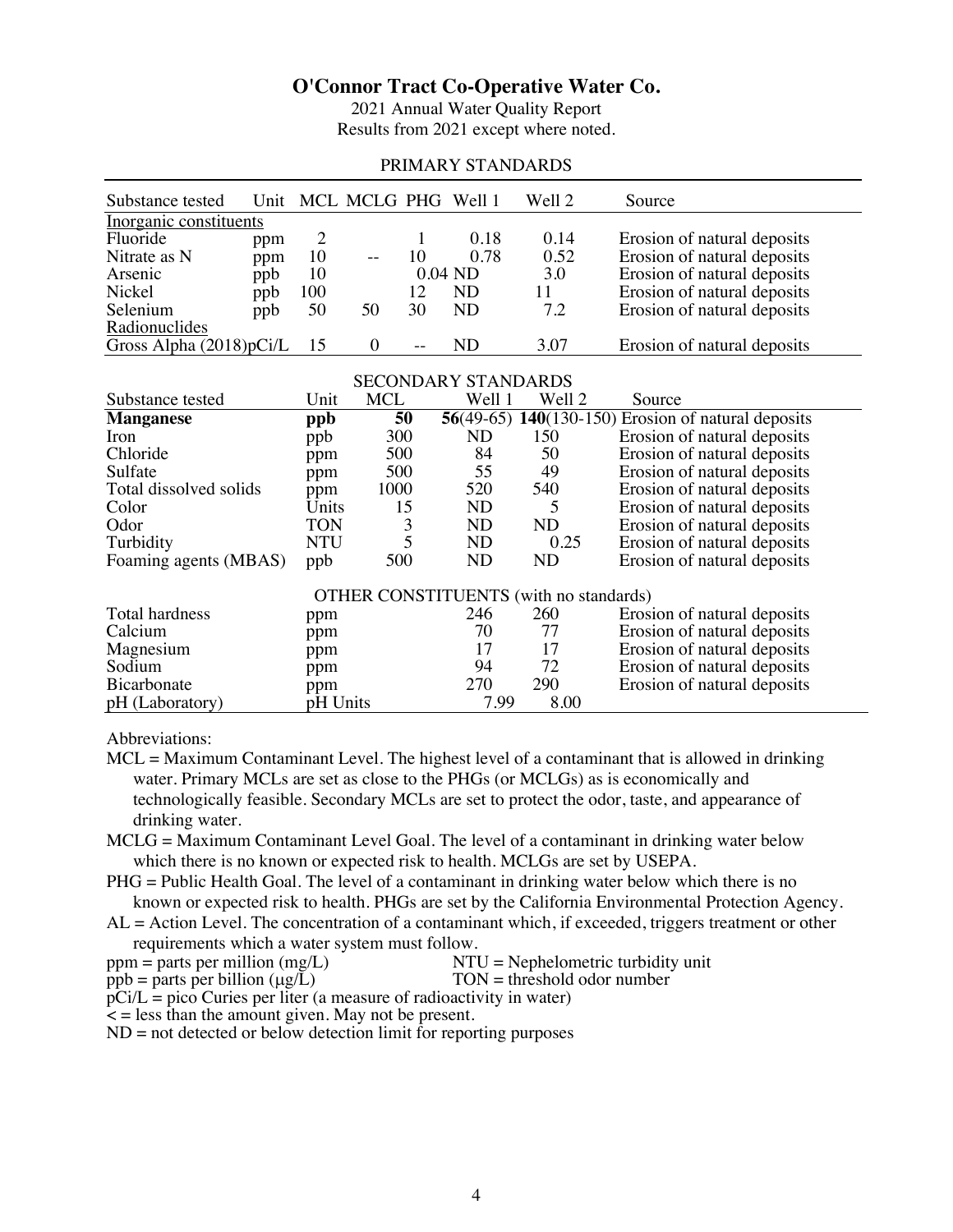# O'Connor Tract Co-Operative Water Co.

2021 Annual Water Quality Report
Results from 2021 except where noted.

## PRIMARY STANDARDS

| Substance tested | Unit | MCL | MCLG | PHG | Well 1 | Well 2 | Source |
|---|---|---|---|---|---|---|---|
| Inorganic constituents | | | | | | | |
| Fluoride | ppm | 2 | | 1 | 0.18 | 0.14 | Erosion of natural deposits |
| Nitrate as N | ppm | 10 | -- | 10 | 0.78 | 0.52 | Erosion of natural deposits |
| Arsenic | ppb | 10 | | 0.04 | ND | 3.0 | Erosion of natural deposits |
| Nickel | ppb | 100 | | 12 | ND | 11 | Erosion of natural deposits |
| Selenium | ppb | 50 | 50 | 30 | ND | 7.2 | Erosion of natural deposits |
| Radionuclides | | | | | | | |
| Gross Alpha (2018) | pCi/L | 15 | 0 | -- | ND | 3.07 | Erosion of natural deposits |

## SECONDARY STANDARDS

| Substance tested | Unit | MCL | Well 1 | Well 2 | Source |
|---|---|---|---|---|---|
| **Manganese** | **ppb** | **50** | **56**(49-65) | **140**(130-150) | Erosion of natural deposits |
| Iron | ppb | 300 | ND | 150 | Erosion of natural deposits |
| Chloride | ppm | 500 | 84 | 50 | Erosion of natural deposits |
| Sulfate | ppm | 500 | 55 | 49 | Erosion of natural deposits |
| Total dissolved solids | ppm | 1000 | 520 | 540 | Erosion of natural deposits |
| Color | Units | 15 | ND | 5 | Erosion of natural deposits |
| Odor | TON | 3 | ND | ND | Erosion of natural deposits |
| Turbidity | NTU | 5 | ND | 0.25 | Erosion of natural deposits |
| Foaming agents (MBAS) | ppb | 500 | ND | ND | Erosion of natural deposits |

## OTHER CONSTITUENTS (with no standards)

| Substance tested | Unit | Well 1 | Well 2 | Source |
|---|---|---|---|---|
| Total hardness | ppm | 246 | 260 | Erosion of natural deposits |
| Calcium | ppm | 70 | 77 | Erosion of natural deposits |
| Magnesium | ppm | 17 | 17 | Erosion of natural deposits |
| Sodium | ppm | 94 | 72 | Erosion of natural deposits |
| Bicarbonate | ppm | 270 | 290 | Erosion of natural deposits |
| pH (Laboratory) | pH Units | 7.99 | 8.00 | |

Abbreviations:

MCL = Maximum Contaminant Level. The highest level of a contaminant that is allowed in drinking water. Primary MCLs are set as close to the PHGs (or MCLGs) as is economically and technologically feasible. Secondary MCLs are set to protect the odor, taste, and appearance of drinking water.

MCLG = Maximum Contaminant Level Goal. The level of a contaminant in drinking water below which there is no known or expected risk to health. MCLGs are set by USEPA.

PHG = Public Health Goal. The level of a contaminant in drinking water below which there is no known or expected risk to health. PHGs are set by the California Environmental Protection Agency.

AL = Action Level. The concentration of a contaminant which, if exceeded, triggers treatment or other requirements which a water system must follow.

ppm = parts per million (mg/L) NTU = Nephelometric turbidity unit

ppb = parts per billion (μg/L) TON = threshold odor number

pCi/L = pico Curies per liter (a measure of radioactivity in water)

< = less than the amount given. May not be present.

ND = not detected or below detection limit for reporting purposes